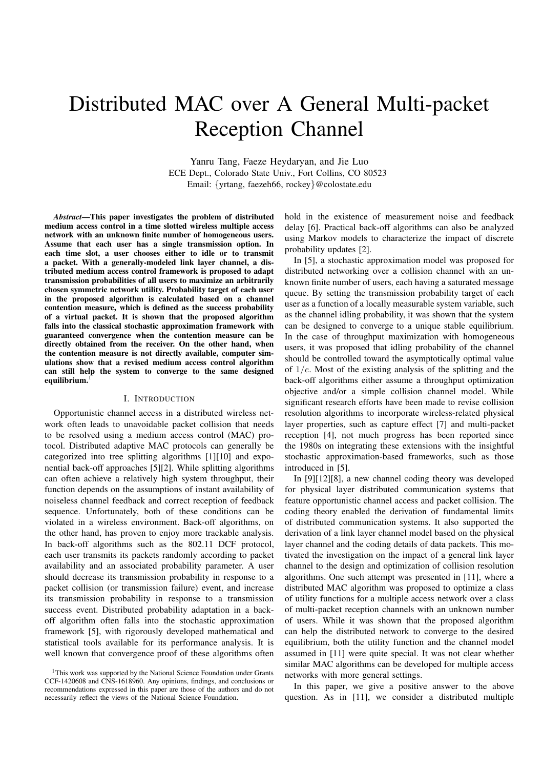# Distributed MAC over A General Multi-packet Reception Channel

Yanru Tang, Faeze Heydaryan, and Jie Luo
ECE Dept., Colorado State Univ., Fort Collins, CO 80523
Email: {yrtang, faezeh66, rockey}@colostate.edu

***Abstract*—This paper investigates the problem of distributed medium access control in a time slotted wireless multiple access network with an unknown finite number of homogeneous users. Assume that each user has a single transmission option. In each time slot, a user chooses either to idle or to transmit a packet. With a generally-modeled link layer channel, a distributed medium access control framework is proposed to adapt transmission probabilities of all users to maximize an arbitrarily chosen symmetric network utility. Probability target of each user in the proposed algorithm is calculated based on a channel contention measure, which is defined as the success probability of a virtual packet. It is shown that the proposed algorithm falls into the classical stochastic approximation framework with guaranteed convergence when the contention measure can be directly obtained from the receiver. On the other hand, when the contention measure is not directly available, computer simulations show that a revised medium access control algorithm can still help the system to converge to the same designed equilibrium.**[1]

## I. Introduction

Opportunistic channel access in a distributed wireless network often leads to unavoidable packet collision that needs to be resolved using a medium access control (MAC) protocol. Distributed adaptive MAC protocols can generally be categorized into tree splitting algorithms [1][10] and exponential back-off approaches [5][2]. While splitting algorithms can often achieve a relatively high system throughput, their function depends on the assumptions of instant availability of noiseless channel feedback and correct reception of feedback sequence. Unfortunately, both of these conditions can be violated in a wireless environment. Back-off algorithms, on the other hand, has proven to enjoy more trackable analysis. In back-off algorithms such as the 802.11 DCF protocol, each user transmits its packets randomly according to packet availability and an associated probability parameter. A user should decrease its transmission probability in response to a packet collision (or transmission failure) event, and increase its transmission probability in response to a transmission success event. Distributed probability adaptation in a back-off algorithm often falls into the stochastic approximation framework [5], with rigorously developed mathematical and statistical tools available for its performance analysis. It is well known that convergence proof of these algorithms often hold in the existence of measurement noise and feedback delay [6]. Practical back-off algorithms can also be analyzed using Markov models to characterize the impact of discrete probability updates [2].

In [5], a stochastic approximation model was proposed for distributed networking over a collision channel with an unknown finite number of users, each having a saturated message queue. By setting the transmission probability target of each user as a function of a locally measurable system variable, such as the channel idling probability, it was shown that the system can be designed to converge to a unique stable equilibrium. In the case of throughput maximization with homogeneous users, it was proposed that idling probability of the channel should be controlled toward the asymptotically optimal value of $1/e$. Most of the existing analysis of the splitting and the back-off algorithms either assume a throughput optimization objective and/or a simple collision channel model. While significant research efforts have been made to revise collision resolution algorithms to incorporate wireless-related physical layer properties, such as capture effect [7] and multi-packet reception [4], not much progress has been reported since the 1980s on integrating these extensions with the insightful stochastic approximation-based frameworks, such as those introduced in [5].

In [9][12][8], a new channel coding theory was developed for physical layer distributed communication systems that feature opportunistic channel access and packet collision. The coding theory enabled the derivation of fundamental limits of distributed communication systems. It also supported the derivation of a link layer channel model based on the physical layer channel and the coding details of data packets. This motivated the investigation on the impact of a general link layer channel to the design and optimization of collision resolution algorithms. One such attempt was presented in [11], where a distributed MAC algorithm was proposed to optimize a class of utility functions for a multiple access network over a class of multi-packet reception channels with an unknown number of users. While it was shown that the proposed algorithm can help the distributed network to converge to the desired equilibrium, both the utility function and the channel model assumed in [11] were quite special. It was not clear whether similar MAC algorithms can be developed for multiple access networks with more general settings.

In this paper, we give a positive answer to the above question. As in [11], we consider a distributed multiple

[1]This work was supported by the National Science Foundation under Grants CCF-1420608 and CNS-1618960. Any opinions, findings, and conclusions or recommendations expressed in this paper are those of the authors and do not necessarily reflect the views of the National Science Foundation.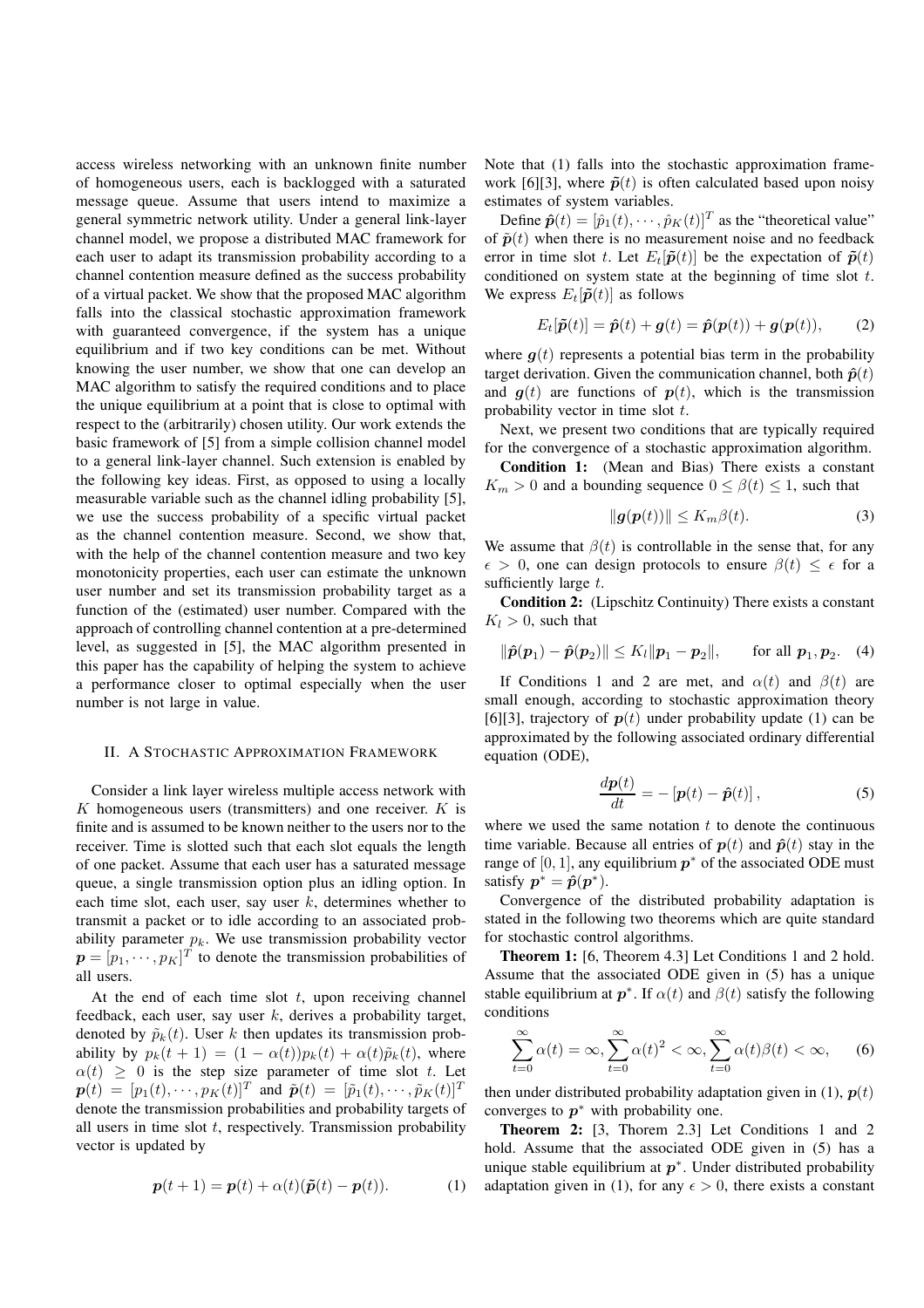access wireless networking with an unknown finite number of homogeneous users, each is backlogged with a saturated message queue. Assume that users intend to maximize a general symmetric network utility. Under a general link-layer channel model, we propose a distributed MAC framework for each user to adapt its transmission probability according to a channel contention measure defined as the success probability of a virtual packet. We show that the proposed MAC algorithm falls into the classical stochastic approximation framework with guaranteed convergence, if the system has a unique equilibrium and if two key conditions can be met. Without knowing the user number, we show that one can develop an MAC algorithm to satisfy the required conditions and to place the unique equilibrium at a point that is close to optimal with respect to the (arbitrarily) chosen utility. Our work extends the basic framework of [5] from a simple collision channel model to a general link-layer channel. Such extension is enabled by the following key ideas. First, as opposed to using a locally measurable variable such as the channel idling probability [5], we use the success probability of a specific virtual packet as the channel contention measure. Second, we show that, with the help of the channel contention measure and two key monotonicity properties, each user can estimate the unknown user number and set its transmission probability target as a function of the (estimated) user number. Compared with the approach of controlling channel contention at a pre-determined level, as suggested in [5], the MAC algorithm presented in this paper has the capability of helping the system to achieve a performance closer to optimal especially when the user number is not large in value.

## II. A Stochastic Approximation Framework

Consider a link layer wireless multiple access network with $K$ homogeneous users (transmitters) and one receiver. $K$ is finite and is assumed to be known neither to the users nor to the receiver. Time is slotted such that each slot equals the length of one packet. Assume that each user has a saturated message queue, a single transmission option plus an idling option. In each time slot, each user, say user $k$, determines whether to transmit a packet or to idle according to an associated probability parameter $p_k$. We use transmission probability vector $\boldsymbol{p} = [p_1, \cdots, p_K]^T$ to denote the transmission probabilities of all users.

At the end of each time slot $t$, upon receiving channel feedback, each user, say user $k$, derives a probability target, denoted by $\tilde{p}_k(t)$. User $k$ then updates its transmission probability by $p_k(t+1) = (1-\alpha(t))p_k(t) + \alpha(t)\tilde{p}_k(t)$, where $\alpha(t) \geq 0$ is the step size parameter of time slot $t$. Let $\boldsymbol{p}(t) = [p_1(t), \cdots, p_K(t)]^T$ and $\tilde{\boldsymbol{p}}(t) = [\tilde{p}_1(t), \cdots, \tilde{p}_K(t)]^T$ denote the transmission probabilities and probability targets of all users in time slot $t$, respectively. Transmission probability vector is updated by

$$\boldsymbol{p}(t+1) = \boldsymbol{p}(t) + \alpha(t)(\tilde{\boldsymbol{p}}(t) - \boldsymbol{p}(t)). \tag{1}$$

Note that (1) falls into the stochastic approximation framework [6][3], where $\tilde{\boldsymbol{p}}(t)$ is often calculated based upon noisy estimates of system variables.

Define $\hat{\boldsymbol{p}}(t) = [\hat{p}_1(t), \cdots, \hat{p}_K(t)]^T$ as the "theoretical value" of $\tilde{\boldsymbol{p}}(t)$ when there is no measurement noise and no feedback error in time slot $t$. Let $E_t[\tilde{\boldsymbol{p}}(t)]$ be the expectation of $\tilde{\boldsymbol{p}}(t)$ conditioned on system state at the beginning of time slot $t$. We express $E_t[\tilde{\boldsymbol{p}}(t)]$ as follows

$$E_t[\tilde{\boldsymbol{p}}(t)] = \hat{\boldsymbol{p}}(t) + \boldsymbol{g}(t) = \hat{\boldsymbol{p}}(\boldsymbol{p}(t)) + \boldsymbol{g}(\boldsymbol{p}(t)), \tag{2}$$

where $\boldsymbol{g}(t)$ represents a potential bias term in the probability target derivation. Given the communication channel, both $\hat{\boldsymbol{p}}(t)$ and $\boldsymbol{g}(t)$ are functions of $\boldsymbol{p}(t)$, which is the transmission probability vector in time slot $t$.

Next, we present two conditions that are typically required for the convergence of a stochastic approximation algorithm.

**Condition 1:** (Mean and Bias) There exists a constant $K_m > 0$ and a bounding sequence $0 \leq \beta(t) \leq 1$, such that

$$\|\boldsymbol{g}(\boldsymbol{p}(t))\| \leq K_m \beta(t). \tag{3}$$

We assume that $\beta(t)$ is controllable in the sense that, for any $\epsilon > 0$, one can design protocols to ensure $\beta(t) \leq \epsilon$ for a sufficiently large $t$.

**Condition 2:** (Lipschitz Continuity) There exists a constant $K_l > 0$, such that

$$\|\hat{\boldsymbol{p}}(\boldsymbol{p}_1) - \hat{\boldsymbol{p}}(\boldsymbol{p}_2)\| \leq K_l \|\boldsymbol{p}_1 - \boldsymbol{p}_2\|, \qquad \text{for all } \boldsymbol{p}_1, \boldsymbol{p}_2. \tag{4}$$

If Conditions 1 and 2 are met, and $\alpha(t)$ and $\beta(t)$ are small enough, according to stochastic approximation theory [6][3], trajectory of $\boldsymbol{p}(t)$ under probability update (1) can be approximated by the following associated ordinary differential equation (ODE),

$$\frac{d\boldsymbol{p}(t)}{dt} = -\left[\boldsymbol{p}(t) - \hat{\boldsymbol{p}}(t)\right], \tag{5}$$

where we used the same notation $t$ to denote the continuous time variable. Because all entries of $\boldsymbol{p}(t)$ and $\hat{\boldsymbol{p}}(t)$ stay in the range of $[0, 1]$, any equilibrium $\boldsymbol{p}^*$ of the associated ODE must satisfy $\boldsymbol{p}^* = \hat{\boldsymbol{p}}(\boldsymbol{p}^*)$.

Convergence of the distributed probability adaptation is stated in the following two theorems which are quite standard for stochastic control algorithms.

**Theorem 1:** [6, Theorem 4.3] Let Conditions 1 and 2 hold. Assume that the associated ODE given in (5) has a unique stable equilibrium at $\boldsymbol{p}^*$. If $\alpha(t)$ and $\beta(t)$ satisfy the following conditions

$$\sum_{t=0}^{\infty} \alpha(t) = \infty, \sum_{t=0}^{\infty} \alpha(t)^2 < \infty, \sum_{t=0}^{\infty} \alpha(t)\beta(t) < \infty, \tag{6}$$

then under distributed probability adaptation given in (1), $\boldsymbol{p}(t)$ converges to $\boldsymbol{p}^*$ with probability one.

**Theorem 2:** [3, Thorem 2.3] Let Conditions 1 and 2 hold. Assume that the associated ODE given in (5) has a unique stable equilibrium at $\boldsymbol{p}^*$. Under distributed probability adaptation given in (1), for any $\epsilon > 0$, there exists a constant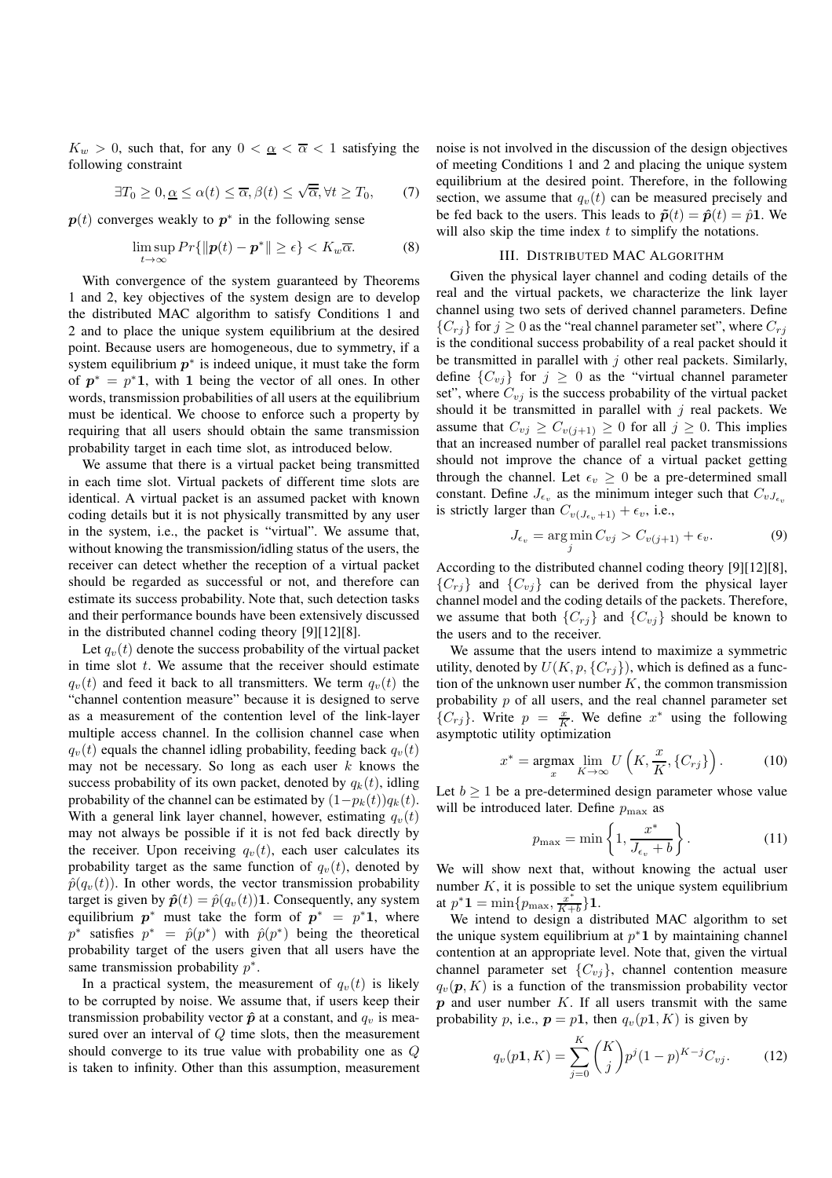$K_w > 0$, such that, for any $0 < \underline{\alpha} < \overline{\alpha} < 1$ satisfying the following constraint

$$\exists T_0 \geq 0, \underline{\alpha} \leq \alpha(t) \leq \overline{\alpha}, \beta(t) \leq \sqrt{\overline{\alpha}}, \forall t \geq T_0, \tag{7}$$

$\boldsymbol{p}(t)$ converges weakly to $\boldsymbol{p}^*$ in the following sense

$$\limsup_{t \to \infty} Pr\{\|\boldsymbol{p}(t) - \boldsymbol{p}^*\| \geq \epsilon\} < K_w \overline{\alpha}. \tag{8}$$

With convergence of the system guaranteed by Theorems 1 and 2, key objectives of the system design are to develop the distributed MAC algorithm to satisfy Conditions 1 and 2 and to place the unique system equilibrium at the desired point. Because users are homogeneous, due to symmetry, if a system equilibrium $\boldsymbol{p}^*$ is indeed unique, it must take the form of $\boldsymbol{p}^* = p^* \mathbf{1}$, with $\mathbf{1}$ being the vector of all ones. In other words, transmission probabilities of all users at the equilibrium must be identical. We choose to enforce such a property by requiring that all users should obtain the same transmission probability target in each time slot, as introduced below.

We assume that there is a virtual packet being transmitted in each time slot. Virtual packets of different time slots are identical. A virtual packet is an assumed packet with known coding details but it is not physically transmitted by any user in the system, i.e., the packet is "virtual". We assume that, without knowing the transmission/idling status of the users, the receiver can detect whether the reception of a virtual packet should be regarded as successful or not, and therefore can estimate its success probability. Note that, such detection tasks and their performance bounds have been extensively discussed in the distributed channel coding theory [9][12][8].

Let $q_v(t)$ denote the success probability of the virtual packet in time slot $t$. We assume that the receiver should estimate $q_v(t)$ and feed it back to all transmitters. We term $q_v(t)$ the "channel contention measure" because it is designed to serve as a measurement of the contention level of the link-layer multiple access channel. In the collision channel case when $q_v(t)$ equals the channel idling probability, feeding back $q_v(t)$ may not be necessary. So long as each user $k$ knows the success probability of its own packet, denoted by $q_k(t)$, idling probability of the channel can be estimated by $(1-p_k(t))q_k(t)$. With a general link layer channel, however, estimating $q_v(t)$ may not always be possible if it is not fed back directly by the receiver. Upon receiving $q_v(t)$, each user calculates its probability target as the same function of $q_v(t)$, denoted by $\hat{p}(q_v(t))$. In other words, the vector transmission probability target is given by $\hat{\boldsymbol{p}}(t) = \hat{p}(q_v(t))\mathbf{1}$. Consequently, any system equilibrium $\boldsymbol{p}^*$ must take the form of $\boldsymbol{p}^* = p^* \mathbf{1}$, where $p^*$ satisfies $p^* = \hat{p}(p^*)$ with $\hat{p}(p^*)$ being the theoretical probability target of the users given that all users have the same transmission probability $p^*$.

In a practical system, the measurement of $q_v(t)$ is likely to be corrupted by noise. We assume that, if users keep their transmission probability vector $\hat{\boldsymbol{p}}$ at a constant, and $q_v$ is measured over an interval of $Q$ time slots, then the measurement should converge to its true value with probability one as $Q$ is taken to infinity. Other than this assumption, measurement noise is not involved in the discussion of the design objectives of meeting Conditions 1 and 2 and placing the unique system equilibrium at the desired point. Therefore, in the following section, we assume that $q_v(t)$ can be measured precisely and be fed back to the users. This leads to $\tilde{\boldsymbol{p}}(t) = \hat{\boldsymbol{p}}(t) = \hat{p}\mathbf{1}$. We will also skip the time index $t$ to simplify the notations.

## III. Distributed MAC Algorithm

Given the physical layer channel and coding details of the real and the virtual packets, we characterize the link layer channel using two sets of derived channel parameters. Define $\{C_{rj}\}$ for $j \geq 0$ as the "real channel parameter set", where $C_{rj}$ is the conditional success probability of a real packet should it be transmitted in parallel with $j$ other real packets. Similarly, define $\{C_{vj}\}$ for $j \geq 0$ as the "virtual channel parameter set", where $C_{vj}$ is the success probability of the virtual packet should it be transmitted in parallel with $j$ real packets. We assume that $C_{vj} \geq C_{v(j+1)} \geq 0$ for all $j \geq 0$. This implies that an increased number of parallel real packet transmissions should not improve the chance of a virtual packet getting through the channel. Let $\epsilon_v \geq 0$ be a pre-determined small constant. Define $J_{\epsilon_v}$ as the minimum integer such that $C_{vJ_{\epsilon_v}}$ is strictly larger than $C_{v(J_{\epsilon_v}+1)} + \epsilon_v$, i.e.,

$$J_{\epsilon_v} = \arg\min_j C_{vj} > C_{v(j+1)} + \epsilon_v. \tag{9}$$

According to the distributed channel coding theory [9][12][8], $\{C_{rj}\}$ and $\{C_{vj}\}$ can be derived from the physical layer channel model and the coding details of the packets. Therefore, we assume that both $\{C_{rj}\}$ and $\{C_{vj}\}$ should be known to the users and to the receiver.

We assume that the users intend to maximize a symmetric utility, denoted by $U(K, p, \{C_{rj}\})$, which is defined as a function of the unknown user number $K$, the common transmission probability $p$ of all users, and the real channel parameter set $\{C_{rj}\}$. Write $p = \frac{x}{K}$. We define $x^*$ using the following asymptotic utility optimization

$$x^* = \operatorname*{argmax}_x \lim_{K \to \infty} U\left(K, \frac{x}{K}, \{C_{rj}\}\right). \tag{10}$$

Let $b \geq 1$ be a pre-determined design parameter whose value will be introduced later. Define $p_{\max}$ as

$$p_{\max} = \min\left\{1, \frac{x^*}{J_{\epsilon_v} + b}\right\}. \tag{11}$$

We will show next that, without knowing the actual user number $K$, it is possible to set the unique system equilibrium at $p^*\mathbf{1} = \min\{p_{\max}, \frac{x^*}{K+b}\}\mathbf{1}$.

We intend to design a distributed MAC algorithm to set the unique system equilibrium at $p^*\mathbf{1}$ by maintaining channel contention at an appropriate level. Note that, given the virtual channel parameter set $\{C_{vj}\}$, channel contention measure $q_v(\boldsymbol{p}, K)$ is a function of the transmission probability vector $\boldsymbol{p}$ and user number $K$. If all users transmit with the same probability $p$, i.e., $\boldsymbol{p} = p\mathbf{1}$, then $q_v(p\mathbf{1}, K)$ is given by

$$q_v(p\mathbf{1}, K) = \sum_{j=0}^{K} \binom{K}{j} p^j (1-p)^{K-j} C_{vj}. \tag{12}$$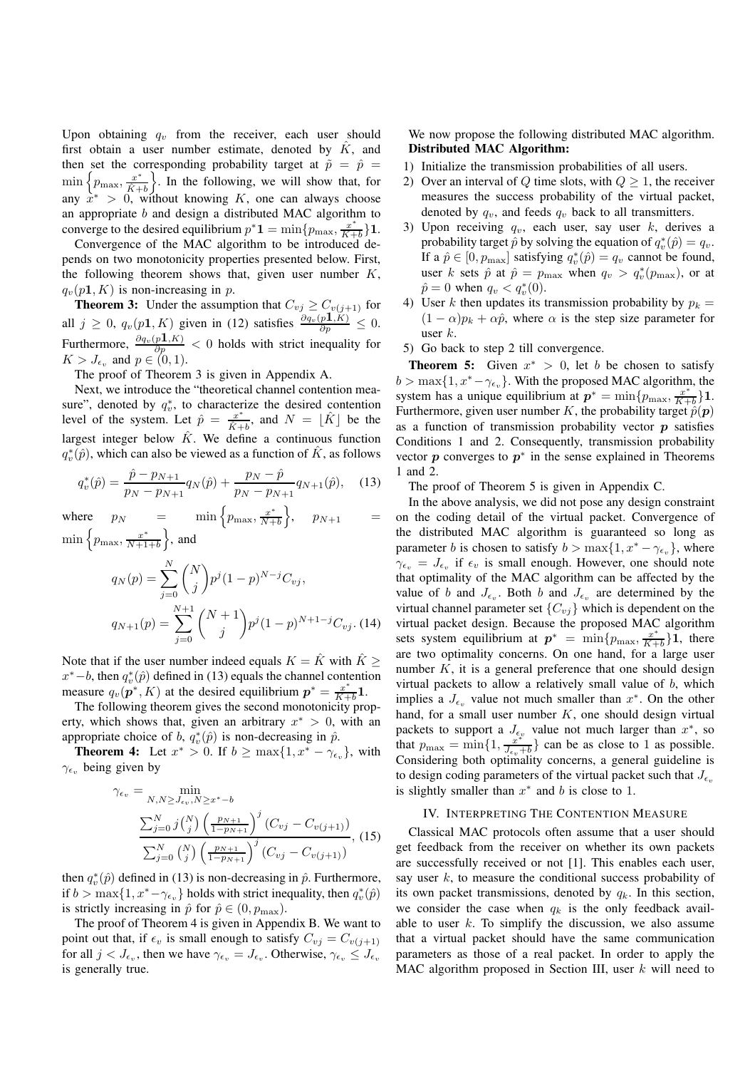Upon obtaining $q_v$ from the receiver, each user should first obtain a user number estimate, denoted by $\hat{K}$, and then set the corresponding probability target at $\tilde{p} = \hat{p} = \min\left\{p_{\max}, \frac{x^*}{\hat{K}+b}\right\}$. In the following, we will show that, for any $x^* > 0$, without knowing $K$, one can always choose an appropriate $b$ and design a distributed MAC algorithm to converge to the desired equilibrium $p^*\mathbf{1} = \min\{p_{\max}, \frac{x^*}{K+b}\}\mathbf{1}$.

Convergence of the MAC algorithm to be introduced depends on two monotonicity properties presented below. First, the following theorem shows that, given user number $K$, $q_v(p\mathbf{1}, K)$ is non-increasing in $p$.

**Theorem 3:** Under the assumption that $C_{vj} \geq C_{v(j+1)}$ for all $j \geq 0$, $q_v(p\mathbf{1}, K)$ given in (12) satisfies $\frac{\partial q_v(p\mathbf{1},K)}{\partial p} \leq 0$. Furthermore, $\frac{\partial q_v(p\mathbf{1},K)}{\partial p} < 0$ holds with strict inequality for $K > J_{\epsilon_v}$ and $p \in (0, 1)$.

The proof of Theorem 3 is given in Appendix A.

Next, we introduce the "theoretical channel contention measure", denoted by $q_v^*$, to characterize the desired contention level of the system. Let $\hat{p} = \frac{x^*}{\hat{K}+b}$, and $N = \lfloor \hat{K} \rfloor$ be the largest integer below $\hat{K}$. We define a continuous function $q_v^*(\hat{p})$, which can also be viewed as a function of $\hat{K}$, as follows

$$q_v^*(\hat{p}) = \frac{\hat{p} - p_{N+1}}{p_N - p_{N+1}} q_N(\hat{p}) + \frac{p_N - \hat{p}}{p_N - p_{N+1}} q_{N+1}(\hat{p}), \quad (13)$$

where $p_N = \min\left\{p_{\max}, \frac{x^*}{N+b}\right\}$, $p_{N+1} = \min\left\{p_{\max}, \frac{x^*}{N+1+b}\right\}$, and

$$q_N(p) = \sum_{j=0}^{N} \binom{N}{j} p^j (1-p)^{N-j} C_{vj},$$

$$q_{N+1}(p) = \sum_{j=0}^{N+1} \binom{N+1}{j} p^j (1-p)^{N+1-j} C_{vj}. \quad (14)$$

Note that if the user number indeed equals $K = \hat{K}$ with $\hat{K} \geq x^* - b$, then $q_v^*(\hat{p})$ defined in (13) equals the channel contention measure $q_v(\boldsymbol{p}^*, K)$ at the desired equilibrium $\boldsymbol{p}^* = \frac{x^*}{K+b}\mathbf{1}$.

The following theorem gives the second monotonicity property, which shows that, given an arbitrary $x^* > 0$, with an appropriate choice of $b$, $q_v^*(\hat{p})$ is non-decreasing in $\hat{p}$.

**Theorem 4:** Let $x^* > 0$. If $b \geq \max\{1, x^* - \gamma_{\epsilon_v}\}$, with $\gamma_{\epsilon_v}$ being given by

$$\gamma_{\epsilon_v} = \min_{N, N \geq J_{\epsilon_v}, N \geq x^* - b} \frac{\sum_{j=0}^{N} j\binom{N}{j}\left(\frac{p_{N+1}}{1-p_{N+1}}\right)^j (C_{vj} - C_{v(j+1)})}{\sum_{j=0}^{N} \binom{N}{j}\left(\frac{p_{N+1}}{1-p_{N+1}}\right)^j (C_{vj} - C_{v(j+1)})}, \quad (15)$$

then $q_v^*(\hat{p})$ defined in (13) is non-decreasing in $\hat{p}$. Furthermore, if $b > \max\{1, x^* - \gamma_{\epsilon_v}\}$ holds with strict inequality, then $q_v^*(\hat{p})$ is strictly increasing in $\hat{p}$ for $\hat{p} \in (0, p_{\max})$.

The proof of Theorem 4 is given in Appendix B. We want to point out that, if $\epsilon_v$ is small enough to satisfy $C_{vj} = C_{v(j+1)}$ for all $j < J_{\epsilon_v}$, then we have $\gamma_{\epsilon_v} = J_{\epsilon_v}$. Otherwise, $\gamma_{\epsilon_v} \leq J_{\epsilon_v}$ is generally true.

We now propose the following distributed MAC algorithm.

**Distributed MAC Algorithm:**

1) Initialize the transmission probabilities of all users.
2) Over an interval of $Q$ time slots, with $Q \geq 1$, the receiver measures the success probability of the virtual packet, denoted by $q_v$, and feeds $q_v$ back to all transmitters.
3) Upon receiving $q_v$, each user, say user $k$, derives a probability target $\hat{p}$ by solving the equation of $q_v^*(\hat{p}) = q_v$. If a $\hat{p} \in [0, p_{\max}]$ satisfying $q_v^*(\hat{p}) = q_v$ cannot be found, user $k$ sets $\hat{p}$ at $\hat{p} = p_{\max}$ when $q_v > q_v^*(p_{\max})$, or at $\hat{p} = 0$ when $q_v < q_v^*(0)$.
4) User $k$ then updates its transmission probability by $p_k = (1-\alpha)p_k + \alpha\hat{p}$, where $\alpha$ is the step size parameter for user $k$.
5) Go back to step 2 till convergence.

**Theorem 5:** Given $x^* > 0$, let $b$ be chosen to satisfy $b > \max\{1, x^* - \gamma_{\epsilon_v}\}$. With the proposed MAC algorithm, the system has a unique equilibrium at $\boldsymbol{p}^* = \min\{p_{\max}, \frac{x^*}{K+b}\}\mathbf{1}$. Furthermore, given user number $K$, the probability target $\hat{p}(\boldsymbol{p})$ as a function of transmission probability vector $\boldsymbol{p}$ satisfies Conditions 1 and 2. Consequently, transmission probability vector $\boldsymbol{p}$ converges to $\boldsymbol{p}^*$ in the sense explained in Theorems 1 and 2.

The proof of Theorem 5 is given in Appendix C.

In the above analysis, we did not pose any design constraint on the coding detail of the virtual packet. Convergence of the distributed MAC algorithm is guaranteed so long as parameter $b$ is chosen to satisfy $b > \max\{1, x^* - \gamma_{\epsilon_v}\}$, where $\gamma_{\epsilon_v} = J_{\epsilon_v}$ if $\epsilon_v$ is small enough. However, one should note that optimality of the MAC algorithm can be affected by the value of $b$ and $J_{\epsilon_v}$. Both $b$ and $J_{\epsilon_v}$ are determined by the virtual channel parameter set $\{C_{vj}\}$ which is dependent on the virtual packet design. Because the proposed MAC algorithm sets system equilibrium at $\boldsymbol{p}^* = \min\{p_{\max}, \frac{x^*}{K+b}\}\mathbf{1}$, there are two optimality concerns. On one hand, for a large user number $K$, it is a general preference that one should design virtual packets to allow a relatively small value of $b$, which implies a $J_{\epsilon_v}$ value not much smaller than $x^*$. On the other hand, for a small user number $K$, one should design virtual packets to support a $J_{\epsilon_v}$ value not much larger than $x^*$, so that $p_{\max} = \min\{1, \frac{x^*}{J_{\epsilon_v}+b}\}$ can be as close to 1 as possible. Considering both optimality concerns, a general guideline is to design coding parameters of the virtual packet such that $J_{\epsilon_v}$ is slightly smaller than $x^*$ and $b$ is close to 1.

## IV. Interpreting The Contention Measure

Classical MAC protocols often assume that a user should get feedback from the receiver on whether its own packets are successfully received or not [1]. This enables each user, say user $k$, to measure the conditional success probability of its own packet transmissions, denoted by $q_k$. In this section, we consider the case when $q_k$ is the only feedback available to user $k$. To simplify the discussion, we also assume that a virtual packet should have the same communication parameters as those of a real packet. In order to apply the MAC algorithm proposed in Section III, user $k$ will need to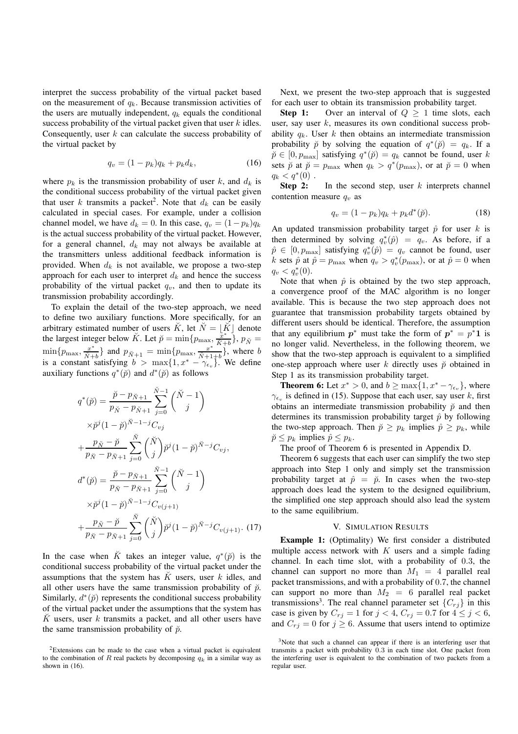interpret the success probability of the virtual packet based on the measurement of $q_k$. Because transmission activities of the users are mutually independent, $q_k$ equals the conditional success probability of the virtual packet given that user $k$ idles. Consequently, user $k$ can calculate the success probability of the virtual packet by

$$q_v = (1 - p_k)q_k + p_k d_k, \tag{16}$$

where $p_k$ is the transmission probability of user $k$, and $d_k$ is the conditional success probability of the virtual packet given that user $k$ transmits a packet[2]. Note that $d_k$ can be easily calculated in special cases. For example, under a collision channel model, we have $d_k = 0$. In this case, $q_v = (1 - p_k)q_k$ is the actual success probability of the virtual packet. However, for a general channel, $d_k$ may not always be available at the transmitters unless additional feedback information is provided. When $d_k$ is not available, we propose a two-step approach for each user to interpret $d_k$ and hence the success probability of the virtual packet $q_v$, and then to update its transmission probability accordingly.

To explain the detail of the two-step approach, we need to define two auxiliary functions. More specifically, for an arbitrary estimated number of users $\breve{K}$, let $\breve{N} = \lfloor \breve{K} \rfloor$ denote the largest integer below $\breve{K}$. Let $\breve{p} = \min\{p_{\max}, \frac{x^*}{\breve{K}+b}\}$, $p_{\breve{N}} = \min\{p_{\max}, \frac{x^*}{\breve{N}+b}\}$ and $p_{\breve{N}+1} = \min\{p_{\max}, \frac{x^*}{\breve{N}+1+b}\}$, where $b$ is a constant satisfying $b > \max\{1, x^* - \gamma_{\epsilon_v}\}$. We define auxiliary functions $q^*(\breve{p})$ and $d^*(\breve{p})$ as follows

$$\begin{aligned}
q^*(\breve{p}) =& \frac{\breve{p} - p_{\breve{N}+1}}{p_{\breve{N}} - p_{\breve{N}+1}} \sum_{j=0}^{\breve{N}-1} \binom{\breve{N}-1}{j} \\
&\times \breve{p}^j (1-\breve{p})^{\breve{N}-1-j} C_{vj} \\
&+ \frac{p_{\breve{N}} - \breve{p}}{p_{\breve{N}} - p_{\breve{N}+1}} \sum_{j=0}^{\breve{N}} \binom{\breve{N}}{j} \breve{p}^j (1-\breve{p})^{\breve{N}-j} C_{vj}, \\
d^*(\breve{p}) =& \frac{\breve{p} - p_{\breve{N}+1}}{p_{\breve{N}} - p_{\breve{N}+1}} \sum_{j=0}^{\breve{N}-1} \binom{\breve{N}-1}{j} \\
&\times \breve{p}^j (1-\breve{p})^{\breve{N}-1-j} C_{v(j+1)} \\
&+ \frac{p_{\breve{N}} - \breve{p}}{p_{\breve{N}} - p_{\breve{N}+1}} \sum_{j=0}^{\breve{N}} \binom{\breve{N}}{j} \breve{p}^j (1-\breve{p})^{\breve{N}-j} C_{v(j+1)}.
\end{aligned} \tag{17}$$

In the case when $\breve{K}$ takes an integer value, $q^*(\breve{p})$ is the conditional success probability of the virtual packet under the assumptions that the system has $\breve{K}$ users, user $k$ idles, and all other users have the same transmission probability of $\breve{p}$. Similarly, $d^*(\breve{p})$ represents the conditional success probability of the virtual packet under the assumptions that the system has $\breve{K}$ users, user $k$ transmits a packet, and all other users have the same transmission probability of $\breve{p}$.

Next, we present the two-step approach that is suggested for each user to obtain its transmission probability target.

**Step 1:** Over an interval of $Q \geq 1$ time slots, each user, say user $k$, measures its own conditional success probability $q_k$. User $k$ then obtains an intermediate transmission probability $\breve{p}$ by solving the equation of $q^*(\breve{p}) = q_k$. If a $\breve{p} \in [0, p_{\max}]$ satisfying $q^*(\breve{p}) = q_k$ cannot be found, user $k$ sets $\breve{p}$ at $\breve{p} = p_{\max}$ when $q_k > q^*(p_{\max})$, or at $\breve{p} = 0$ when $q_k < q^*(0)$ .

**Step 2:** In the second step, user $k$ interprets channel contention measure $q_v$ as

$$q_v = (1 - p_k)q_k + p_k d^*(\breve{p}). \tag{18}$$

An updated transmission probability target $\hat{p}$ for user $k$ is then determined by solving $q_v^*(\hat{p}) = q_v$. As before, if a $\hat{p} \in [0, p_{\max}]$ satisfying $q_v^*(\hat{p}) = q_v$ cannot be found, user $k$ sets $\hat{p}$ at $\hat{p} = p_{\max}$ when $q_v > q_v^*(p_{\max})$, or at $\hat{p} = 0$ when $q_v < q_v^*(0)$.

Note that when $\hat{p}$ is obtained by the two step approach, a convergence proof of the MAC algorithm is no longer available. This is because the two step approach does not guarantee that transmission probability targets obtained by different users should be identical. Therefore, the assumption that any equilibrium $\boldsymbol{p}^*$ must take the form of $\boldsymbol{p}^* = p^* \mathbf{1}$ is no longer valid. Nevertheless, in the following theorem, we show that the two-step approach is equivalent to a simplified one-step approach where user $k$ directly uses $\breve{p}$ obtained in Step 1 as its transmission probability target.

**Theorem 6:** Let $x^* > 0$, and $b \geq \max\{1, x^* - \gamma_{\epsilon_v}\}$, where $\gamma_{\epsilon_v}$ is defined in (15). Suppose that each user, say user $k$, first obtains an intermediate transmission probability $\breve{p}$ and then determines its transmission probability target $\hat{p}$ by following the two-step approach. Then $\breve{p} \geq p_k$ implies $\hat{p} \geq p_k$, while $\breve{p} \leq p_k$ implies $\hat{p} \leq p_k$.

The proof of Theorem 6 is presented in Appendix D.

Theorem 6 suggests that each user can simplify the two step approach into Step 1 only and simply set the transmission probability target at $\hat{p} = \breve{p}$. In cases when the two-step approach does lead the system to the designed equilibrium, the simplified one step approach should also lead the system to the same equilibrium.

## V. Simulation Results

**Example 1:** (Optimality) We first consider a distributed multiple access network with $K$ users and a simple fading channel. In each time slot, with a probability of $0.3$, the channel can support no more than $M_1 = 4$ parallel real packet transmissions, and with a probability of $0.7$, the channel can support no more than $M_2 = 6$ parallel real packet transmissions[3]. The real channel parameter set $\{C_{rj}\}$ in this case is given by $C_{rj} = 1$ for $j < 4$, $C_{rj} = 0.7$ for $4 \leq j < 6$, and $C_{rj} = 0$ for $j \geq 6$. Assume that users intend to optimize

[2] Extensions can be made to the case when a virtual packet is equivalent to the combination of $R$ real packets by decomposing $q_k$ in a similar way as shown in (16).

[3] Note that such a channel can appear if there is an interfering user that transmits a packet with probability $0.3$ in each time slot. One packet from the interfering user is equivalent to the combination of two packets from a regular user.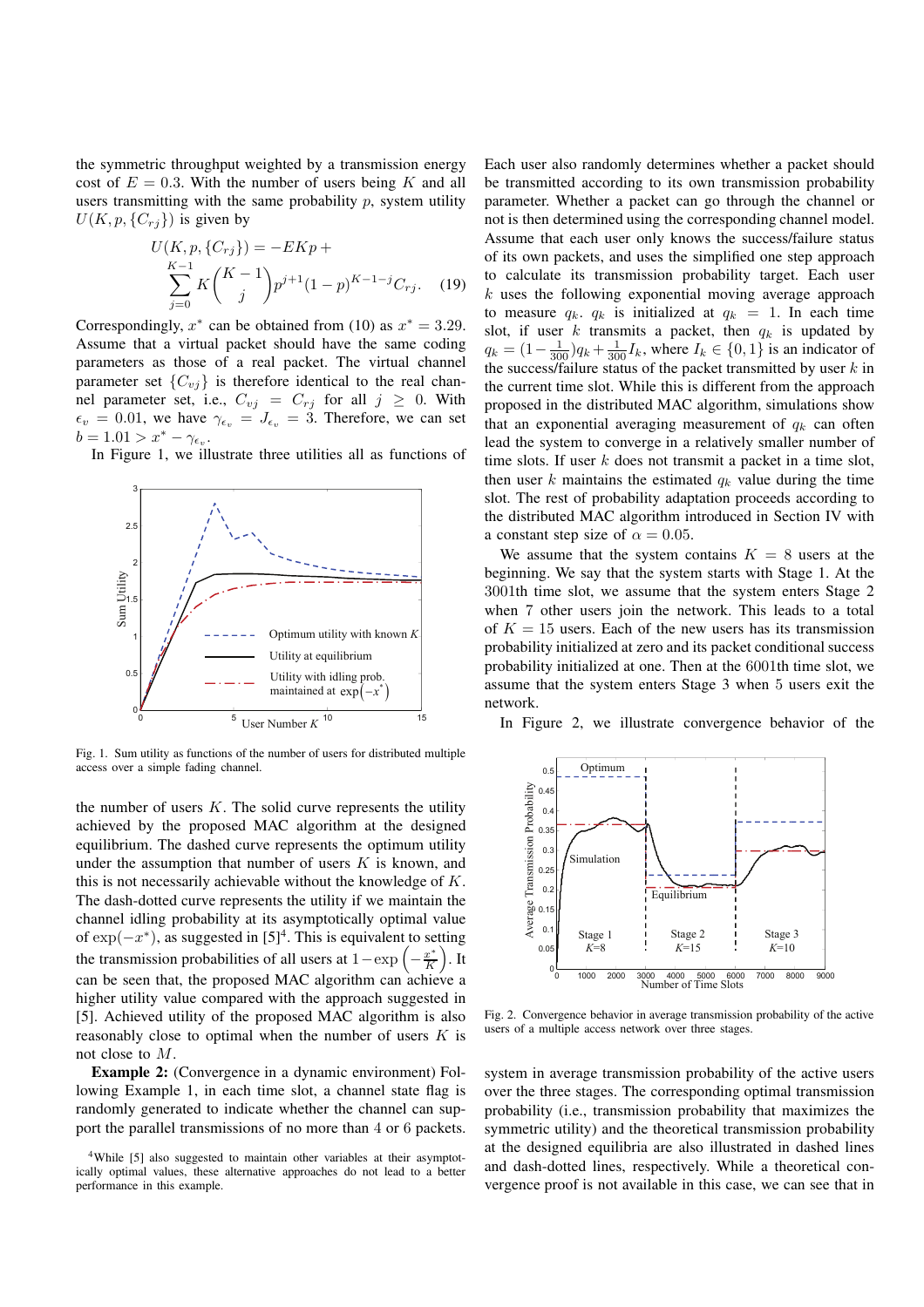the symmetric throughput weighted by a transmission energy cost of $E = 0.3$. With the number of users being $K$ and all users transmitting with the same probability $p$, system utility $U(K, p, \{C_{rj}\})$ is given by

$$U(K, p, \{C_{rj}\}) = -EKp + \sum_{j=0}^{K-1} K \binom{K-1}{j} p^{j+1}(1-p)^{K-1-j} C_{rj}. \quad (19)$$

Correspondingly, $x^*$ can be obtained from (10) as $x^* = 3.29$. Assume that a virtual packet should have the same coding parameters as those of a real packet. The virtual channel parameter set $\{C_{vj}\}$ is therefore identical to the real channel parameter set, i.e., $C_{vj} = C_{rj}$ for all $j \geq 0$. With $\epsilon_v = 0.01$, we have $\gamma_{\epsilon_v} = J_{\epsilon_v} = 3$. Therefore, we can set $b = 1.01 > x^* - \gamma_{\epsilon_v}$.

In Figure 1, we illustrate three utilities all as functions of the number of users $K$. The solid curve represents the utility achieved by the proposed MAC algorithm at the designed equilibrium. The dashed curve represents the optimum utility under the assumption that number of users $K$ is known, and this is not necessarily achievable without the knowledge of $K$. The dash-dotted curve represents the utility if we maintain the channel idling probability at its asymptotically optimal value of $\exp(-x^*)$, as suggested in [5][4]. This is equivalent to setting the transmission probabilities of all users at $1 - \exp\left(-\frac{x^*}{K}\right)$. It can be seen that, the proposed MAC algorithm can achieve a higher utility value compared with the approach suggested in [5]. Achieved utility of the proposed MAC algorithm is also reasonably close to optimal when the number of users $K$ is not close to $M$.

Fig. 1. Sum utility as functions of the number of users for distributed multiple access over a simple fading channel.

**Example 2:** (Convergence in a dynamic environment) Following Example 1, in each time slot, a channel state flag is randomly generated to indicate whether the channel can support the parallel transmissions of no more than 4 or 6 packets. Each user also randomly determines whether a packet should be transmitted according to its own transmission probability parameter. Whether a packet can go through the channel or not is then determined using the corresponding channel model. Assume that each user only knows the success/failure status of its own packets, and uses the simplified one step approach to calculate its transmission probability target. Each user $k$ uses the following exponential moving average approach to measure $q_k$. $q_k$ is initialized at $q_k = 1$. In each time slot, if user $k$ transmits a packet, then $q_k$ is updated by $q_k = (1 - \frac{1}{300})q_k + \frac{1}{300}I_k$, where $I_k \in \{0, 1\}$ is an indicator of the success/failure status of the packet transmitted by user $k$ in the current time slot. While this is different from the approach proposed in the distributed MAC algorithm, simulations show that an exponential averaging measurement of $q_k$ can often lead the system to converge in a relatively smaller number of time slots. If user $k$ does not transmit a packet in a time slot, then user $k$ maintains the estimated $q_k$ value during the time slot. The rest of probability adaptation proceeds according to the distributed MAC algorithm introduced in Section IV with a constant step size of $\alpha = 0.05$.

We assume that the system contains $K = 8$ users at the beginning. We say that the system starts with Stage 1. At the 3001th time slot, we assume that the system enters Stage 2 when 7 other users join the network. This leads to a total of $K = 15$ users. Each of the new users has its transmission probability initialized at zero and its packet conditional success probability initialized at one. Then at the 6001th time slot, we assume that the system enters Stage 3 when 5 users exit the network.

In Figure 2, we illustrate convergence behavior of the system in average transmission probability of the active users over the three stages. The corresponding optimal transmission probability (i.e., transmission probability that maximizes the symmetric utility) and the theoretical transmission probability at the designed equilibria are also illustrated in dashed lines and dash-dotted lines, respectively. While a theoretical convergence proof is not available in this case, we can see that in

Fig. 2. Convergence behavior in average transmission probability of the active users of a multiple access network over three stages.

[4]While [5] also suggested to maintain other variables at their asymptotically optimal values, these alternative approaches do not lead to a better performance in this example.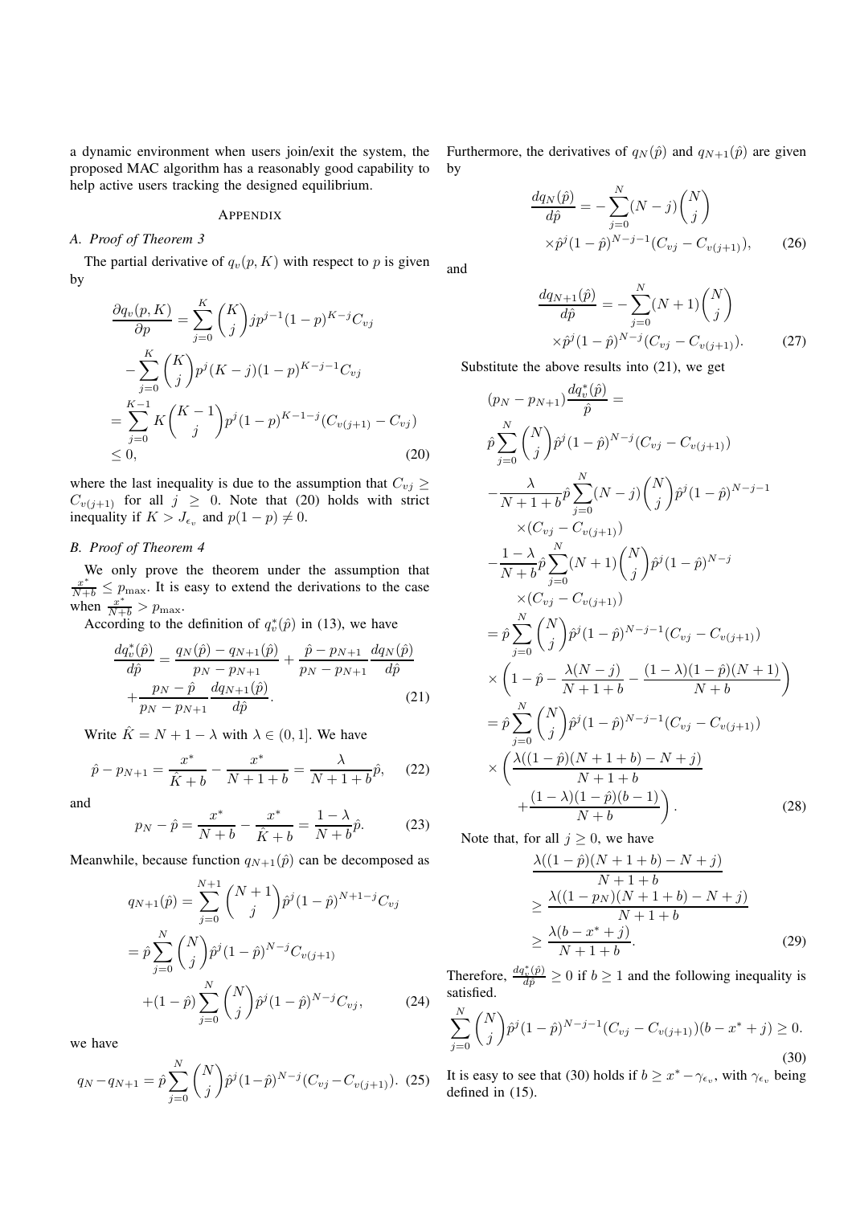a dynamic environment when users join/exit the system, the proposed MAC algorithm has a reasonably good capability to help active users tracking the designed equilibrium.

## Appendix

### A. Proof of Theorem 3

The partial derivative of $q_v(p, K)$ with respect to $p$ is given by

$$
\begin{aligned}
\frac{\partial q_v(p,K)}{\partial p} &= \sum_{j=0}^{K} \binom{K}{j} j p^{j-1}(1-p)^{K-j} C_{vj} \\
&- \sum_{j=0}^{K} \binom{K}{j} p^j (K-j)(1-p)^{K-j-1} C_{vj} \\
&= \sum_{j=0}^{K-1} K \binom{K-1}{j} p^j (1-p)^{K-1-j} (C_{v(j+1)} - C_{vj}) \\
&\leq 0,
\end{aligned} \tag{20}
$$

where the last inequality is due to the assumption that $C_{vj} \geq C_{v(j+1)}$ for all $j \geq 0$. Note that (20) holds with strict inequality if $K > J_{\epsilon_v}$ and $p(1-p) \neq 0$.

### B. Proof of Theorem 4

We only prove the theorem under the assumption that $\frac{x^*}{N+b} \leq p_{\max}$. It is easy to extend the derivations to the case when $\frac{x^*}{N+b} > p_{\max}$.

According to the definition of $q_v^*(\hat{p})$ in (13), we have

$$
\begin{aligned}
\frac{dq_v^*(\hat{p})}{d\hat{p}} &= \frac{q_N(\hat{p}) - q_{N+1}(\hat{p})}{p_N - p_{N+1}} + \frac{\hat{p} - p_{N+1}}{p_N - p_{N+1}} \frac{dq_N(\hat{p})}{d\hat{p}} \\
&+ \frac{p_N - \hat{p}}{p_N - p_{N+1}} \frac{dq_{N+1}(\hat{p})}{d\hat{p}}.
\end{aligned} \tag{21}
$$

Write $\hat{K} = N + 1 - \lambda$ with $\lambda \in (0, 1]$. We have

$$
\hat{p} - p_{N+1} = \frac{x^*}{\hat{K}+b} - \frac{x^*}{N+1+b} = \frac{\lambda}{N+1+b}\hat{p}, \tag{22}
$$

and

$$
p_N - \hat{p} = \frac{x^*}{N+b} - \frac{x^*}{\hat{K}+b} = \frac{1-\lambda}{N+b}\hat{p}. \tag{23}
$$

Meanwhile, because function $q_{N+1}(\hat{p})$ can be decomposed as

$$
\begin{aligned}
q_{N+1}(\hat{p}) &= \sum_{j=0}^{N+1} \binom{N+1}{j} \hat{p}^j (1-\hat{p})^{N+1-j} C_{vj} \\
&= \hat{p} \sum_{j=0}^{N} \binom{N}{j} \hat{p}^j (1-\hat{p})^{N-j} C_{v(j+1)} \\
&+ (1-\hat{p}) \sum_{j=0}^{N} \binom{N}{j} \hat{p}^j (1-\hat{p})^{N-j} C_{vj},
\end{aligned} \tag{24}
$$

we have

$$
q_N - q_{N+1} = \hat{p} \sum_{j=0}^{N} \binom{N}{j} \hat{p}^j (1-\hat{p})^{N-j} (C_{vj} - C_{v(j+1)}). \tag{25}
$$

Furthermore, the derivatives of $q_N(\hat{p})$ and $q_{N+1}(\hat{p})$ are given by

$$
\begin{aligned}
\frac{dq_N(\hat{p})}{d\hat{p}} &= -\sum_{j=0}^{N} (N-j) \binom{N}{j} \\
&\times \hat{p}^j (1-\hat{p})^{N-j-1} (C_{vj} - C_{v(j+1)}),
\end{aligned} \tag{26}
$$

and

$$
\begin{aligned}
\frac{dq_{N+1}(\hat{p})}{d\hat{p}} &= -\sum_{j=0}^{N} (N+1) \binom{N}{j} \\
&\times \hat{p}^j (1-\hat{p})^{N-j} (C_{vj} - C_{v(j+1)}).
\end{aligned} \tag{27}
$$

Substitute the above results into (21), we get

$$
\begin{aligned}
&(p_N - p_{N+1}) \frac{dq_v^*(\hat{p})}{\hat{p}} = \\
&\hat{p} \sum_{j=0}^{N} \binom{N}{j} \hat{p}^j (1-\hat{p})^{N-j} (C_{vj} - C_{v(j+1)}) \\
&- \frac{\lambda}{N+1+b} \hat{p} \sum_{j=0}^{N} (N-j) \binom{N}{j} \hat{p}^j (1-\hat{p})^{N-j-1} \\
&\quad \times (C_{vj} - C_{v(j+1)}) \\
&- \frac{1-\lambda}{N+b} \hat{p} \sum_{j=0}^{N} (N+1) \binom{N}{j} \hat{p}^j (1-\hat{p})^{N-j} \\
&\quad \times (C_{vj} - C_{v(j+1)}) \\
&= \hat{p} \sum_{j=0}^{N} \binom{N}{j} \hat{p}^j (1-\hat{p})^{N-j-1} (C_{vj} - C_{v(j+1)}) \\
&\times \left( 1 - \hat{p} - \frac{\lambda(N-j)}{N+1+b} - \frac{(1-\lambda)(1-\hat{p})(N+1)}{N+b} \right) \\
&= \hat{p} \sum_{j=0}^{N} \binom{N}{j} \hat{p}^j (1-\hat{p})^{N-j-1} (C_{vj} - C_{v(j+1)}) \\
&\times \left( \frac{\lambda((1-\hat{p})(N+1+b) - N + j)}{N+1+b} \right. \\
&\quad \left. + \frac{(1-\lambda)(1-\hat{p})(b-1)}{N+b} \right).
\end{aligned} \tag{28}
$$

Note that, for all $j \geq 0$, we have

$$
\begin{aligned}
&\frac{\lambda((1-\hat{p})(N+1+b) - N + j)}{N+1+b} \\
&\geq \frac{\lambda((1-p_N)(N+1+b) - N + j)}{N+1+b} \\
&\geq \frac{\lambda(b - x^* + j)}{N+1+b}.
\end{aligned} \tag{29}
$$

Therefore, $\frac{dq_v^*(\hat{p})}{d\hat{p}} \geq 0$ if $b \geq 1$ and the following inequality is satisfied.

$$
\sum_{j=0}^{N} \binom{N}{j} \hat{p}^j (1-\hat{p})^{N-j-1} (C_{vj} - C_{v(j+1)}) (b - x^* + j) \geq 0. \tag{30}
$$

It is easy to see that (30) holds if $b \geq x^* - \gamma_{\epsilon_v}$, with $\gamma_{\epsilon_v}$ being defined in (15).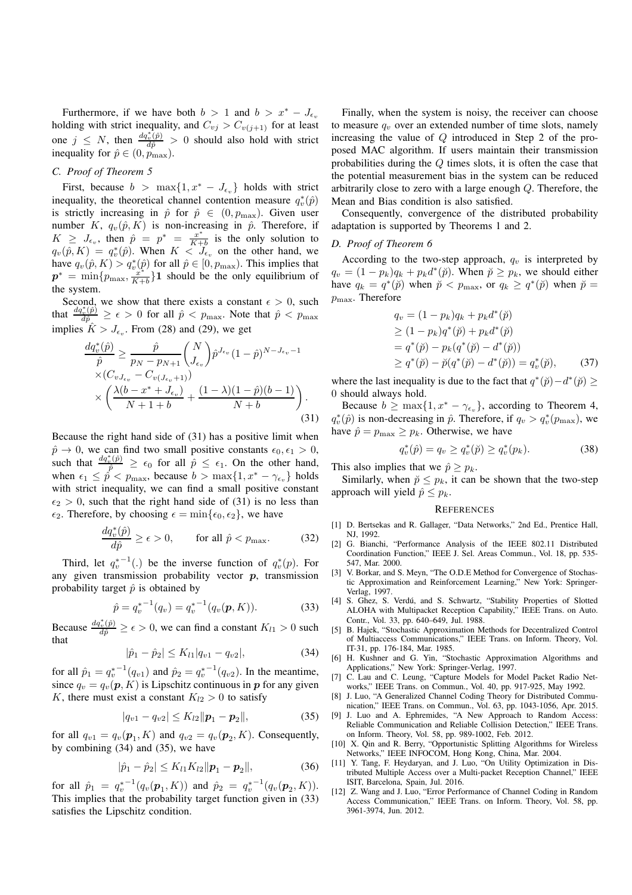Furthermore, if we have both $b > 1$ and $b > x^* - J_{\epsilon_v}$ holding with strict inequality, and $C_{vj} > C_{v(j+1)}$ for at least one $j \leq N$, then $\frac{dq_v^*(\hat{p})}{d\hat{p}} > 0$ should also hold with strict inequality for $\hat{p} \in (0, p_{\max})$.

### C. Proof of Theorem 5

First, because $b > \max\{1, x^* - J_{\epsilon_v}\}$ holds with strict inequality, the theoretical channel contention measure $q_v^*(\hat{p})$ is strictly increasing in $\hat{p}$ for $\hat{p} \in (0, p_{\max})$. Given user number $K$, $q_v(\hat{p}, K)$ is non-increasing in $\hat{p}$. Therefore, if $K \geq J_{\epsilon_v}$, then $\hat{p} = p^* = \frac{x^*}{K+b}$ is the only solution to $q_v(\hat{p}, K) = q_v^*(\hat{p})$. When $K < J_{\epsilon_v}$ on the other hand, we have $q_v(\hat{p}, K) > q_v^*(\hat{p})$ for all $\hat{p} \in [0, p_{\max})$. This implies that $\boldsymbol{p}^* = \min\{p_{\max}, \frac{x^*}{K+b}\}\mathbf{1}$ should be the only equilibrium of the system.

Second, we show that there exists a constant $\epsilon > 0$, such that $\frac{dq_v^*(\hat{p})}{d\hat{p}} \geq \epsilon > 0$ for all $\hat{p} < p_{\max}$. Note that $\hat{p} < p_{\max}$ implies $\hat{K} > J_{\epsilon_v}$. From (28) and (29), we get

$$\begin{aligned}
\frac{dq_v^*(\hat{p})}{\hat{p}} \geq & \frac{\hat{p}}{p_N - p_{N+1}} \binom{N}{J_{\epsilon_v}} \hat{p}^{J_{\epsilon_v}} (1-\hat{p})^{N-J_{\epsilon_v}-1} \\
& \times (C_{vJ_{\epsilon_v}} - C_{v(J_{\epsilon_v}+1)}) \\
& \times \left( \frac{\lambda(b - x^* + J_{\epsilon_v})}{N+1+b} + \frac{(1-\lambda)(1-\hat{p})(b-1)}{N+b} \right).
\end{aligned} \tag{31}$$

Because the right hand side of (31) has a positive limit when $\hat{p} \to 0$, we can find two small positive constants $\epsilon_0, \epsilon_1 > 0$, such that $\frac{dq_v^*(\hat{p})}{\hat{p}} \geq \epsilon_0$ for all $\hat{p} \leq \epsilon_1$. On the other hand, when $\epsilon_1 \leq \hat{p} < p_{\max}$, because $b > \max\{1, x^* - \gamma_{\epsilon_v}\}$ holds with strict inequality, we can find a small positive constant $\epsilon_2 > 0$, such that the right hand side of (31) is no less than $\epsilon_2$. Therefore, by choosing $\epsilon = \min\{\epsilon_0, \epsilon_2\}$, we have

$$\frac{dq_v^*(\hat{p})}{d\hat{p}} \geq \epsilon > 0, \qquad \text{for all } \hat{p} < p_{\max}. \tag{32}$$

Third, let $q_v^{*-1}(.)$ be the inverse function of $q_v^*(p)$. For any given transmission probability vector $\boldsymbol{p}$, transmission probability target $\hat{p}$ is obtained by

$$\hat{p} = q_v^{*-1}(q_v) = q_v^{*-1}(q_v(\boldsymbol{p}, K)). \tag{33}$$

Because $\frac{dq_v^*(\hat{p})}{d\hat{p}} \geq \epsilon > 0$, we can find a constant $K_{l1} > 0$ such that

$$|\hat{p}_1 - \hat{p}_2| \leq K_{l1} |q_{v1} - q_{v2}|, \tag{34}$$

for all $\hat{p}_1 = q_v^{*-1}(q_{v1})$ and $\hat{p}_2 = q_v^{*-1}(q_{v2})$. In the meantime, since $q_v = q_v(\boldsymbol{p}, K)$ is Lipschitz continuous in $\boldsymbol{p}$ for any given $K$, there must exist a constant $K_{l2} > 0$ to satisfy

$$|q_{v1} - q_{v2}| \leq K_{l2} \|\boldsymbol{p}_1 - \boldsymbol{p}_2\|, \tag{35}$$

for all $q_{v1} = q_v(\boldsymbol{p}_1, K)$ and $q_{v2} = q_v(\boldsymbol{p}_2, K)$. Consequently, by combining (34) and (35), we have

$$|\hat{p}_1 - \hat{p}_2| \leq K_{l1} K_{l2} \|\boldsymbol{p}_1 - \boldsymbol{p}_2\|, \tag{36}$$

for all $\hat{p}_1 = q_v^{*-1}(q_v(\boldsymbol{p}_1, K))$ and $\hat{p}_2 = q_v^{*-1}(q_v(\boldsymbol{p}_2, K))$. This implies that the probability target function given in (33) satisfies the Lipschitz condition.

Finally, when the system is noisy, the receiver can choose to measure $q_v$ over an extended number of time slots, namely increasing the value of $Q$ introduced in Step 2 of the proposed MAC algorithm. If users maintain their transmission probabilities during the $Q$ times slots, it is often the case that the potential measurement bias in the system can be reduced arbitrarily close to zero with a large enough $Q$. Therefore, the Mean and Bias condition is also satisfied.

Consequently, convergence of the distributed probability adaptation is supported by Theorems 1 and 2.

### D. Proof of Theorem 6

According to the two-step approach, $q_v$ is interpreted by $q_v = (1-p_k)q_k + p_k d^*(\breve{p})$. When $\breve{p} \geq p_k$, we should either have $q_k = q^*(\breve{p})$ when $\breve{p} < p_{\max}$, or $q_k \geq q^*(\breve{p})$ when $\breve{p} = p_{\max}$. Therefore

$$\begin{aligned}
q_v &= (1-p_k)q_k + p_k d^*(\breve{p}) \\
&\geq (1-p_k)q^*(\breve{p}) + p_k d^*(\breve{p}) \\
&= q^*(\breve{p}) - p_k(q^*(\breve{p}) - d^*(\breve{p})) \\
&\geq q^*(\breve{p}) - \breve{p}(q^*(\breve{p}) - d^*(\breve{p})) = q_v^*(\breve{p}),
\end{aligned} \tag{37}$$

where the last inequality is due to the fact that $q^*(\breve{p}) - d^*(\breve{p}) \geq 0$ should always hold.

Because $b \geq \max\{1, x^* - \gamma_{\epsilon_v}\}$, according to Theorem 4, $q_v^*(\hat{p})$ is non-decreasing in $\hat{p}$. Therefore, if $q_v > q_v^*(p_{\max})$, we have $\hat{p} = p_{\max} \geq p_k$. Otherwise, we have

$$q_v^*(\hat{p}) = q_v \geq q_v^*(\breve{p}) \geq q_v^*(p_k). \tag{38}$$

This also implies that we $\hat{p} \geq p_k$.

Similarly, when $\breve{p} \leq p_k$, it can be shown that the two-step approach will yield $\hat{p} \leq p_k$.

## References

[1] D. Bertsekas and R. Gallager, "Data Networks," 2nd Ed., Prentice Hall, NJ, 1992.

[2] G. Bianchi, "Performance Analysis of the IEEE 802.11 Distributed Coordination Function," IEEE J. Sel. Areas Commun., Vol. 18, pp. 535-547, Mar. 2000.

[3] V. Borkar, and S. Meyn, "The O.D.E Method for Convergence of Stochastic Approximation and Reinforcement Learning," New York: Springer-Verlag, 1997.

[4] S. Ghez, S. Verdú, and S. Schwartz, "Stability Properties of Slotted ALOHA with Multipacket Reception Capability," IEEE Trans. on Auto. Contr., Vol. 33, pp. 640–649, Jul. 1988.

[5] B. Hajek, "Stochastic Approximation Methods for Decentralized Control of Multiaccess Communications," IEEE Trans. on Inform. Theory, Vol. IT-31, pp. 176-184, Mar. 1985.

[6] H. Kushner and G. Yin, "Stochastic Approximation Algorithms and Applications," New York: Springer-Verlag, 1997.

[7] C. Lau and C. Leung, "Capture Models for Model Packet Radio Networks," IEEE Trans. on Commun., Vol. 40, pp. 917-925, May 1992.

[8] J. Luo, "A Generalized Channel Coding Theory for Distributed Communication," IEEE Trans. on Commun., Vol. 63, pp. 1043-1056, Apr. 2015.

[9] J. Luo and A. Ephremides, "A New Approach to Random Access: Reliable Communication and Reliable Collision Detection," IEEE Trans. on Inform. Theory, Vol. 58, pp. 989-1002, Feb. 2012.

[10] X. Qin and R. Berry, "Opportunistic Splitting Algorithms for Wireless Networks," IEEE INFOCOM, Hong Kong, China, Mar. 2004.

[11] Y. Tang, F. Heydaryan, and J. Luo, "On Utility Optimization in Distributed Multiple Access over a Multi-packet Reception Channel," IEEE ISIT, Barcelona, Spain, Jul. 2016.

[12] Z. Wang and J. Luo, "Error Performance of Channel Coding in Random Access Communication," IEEE Trans. on Inform. Theory, Vol. 58, pp. 3961-3974, Jun. 2012.